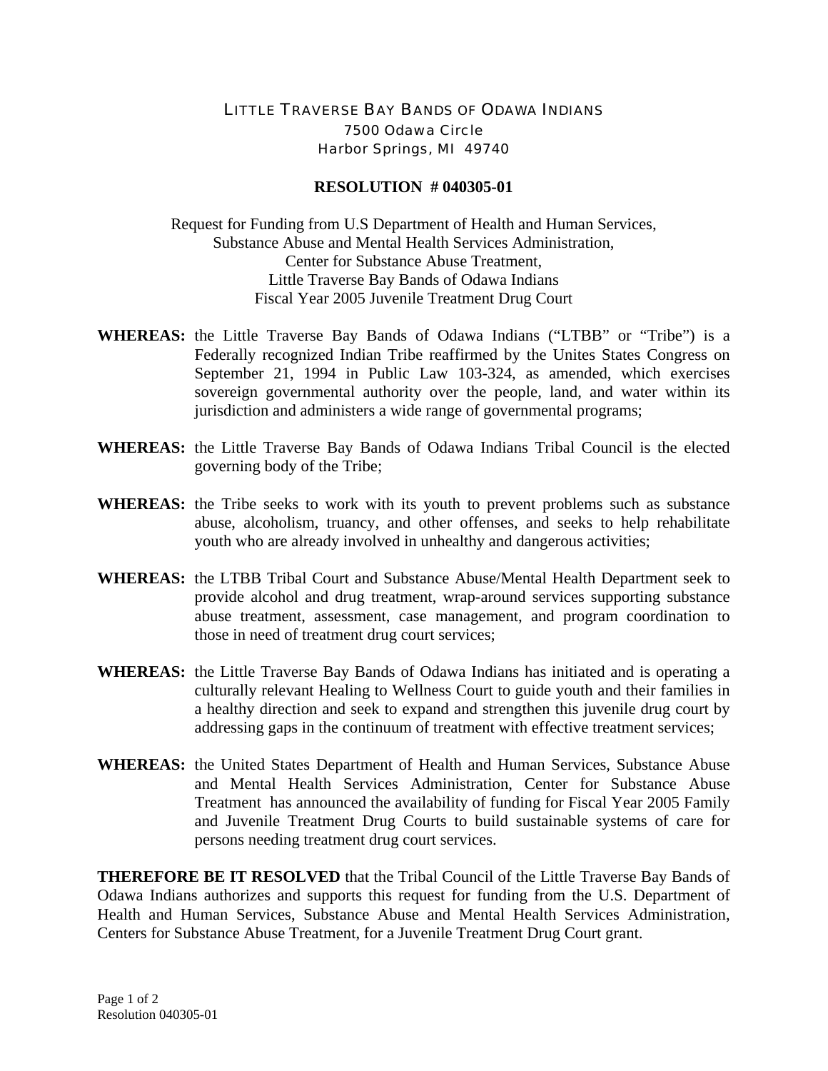LITTLE TRAVERSE BAY BANDS OF ODAWA INDIANS
7500 Odawa Circle
Harbor Springs, MI 49740

**RESOLUTION # 040305-01**

Request for Funding from U.S Department of Health and Human Services,
Substance Abuse and Mental Health Services Administration,
Center for Substance Abuse Treatment,
Little Traverse Bay Bands of Odawa Indians
Fiscal Year 2005 Juvenile Treatment Drug Court

**WHEREAS:** the Little Traverse Bay Bands of Odawa Indians ("LTBB" or "Tribe") is a Federally recognized Indian Tribe reaffirmed by the Unites States Congress on September 21, 1994 in Public Law 103-324, as amended, which exercises sovereign governmental authority over the people, land, and water within its jurisdiction and administers a wide range of governmental programs;

**WHEREAS:** the Little Traverse Bay Bands of Odawa Indians Tribal Council is the elected governing body of the Tribe;

**WHEREAS:** the Tribe seeks to work with its youth to prevent problems such as substance abuse, alcoholism, truancy, and other offenses, and seeks to help rehabilitate youth who are already involved in unhealthy and dangerous activities;

**WHEREAS:** the LTBB Tribal Court and Substance Abuse/Mental Health Department seek to provide alcohol and drug treatment, wrap-around services supporting substance abuse treatment, assessment, case management, and program coordination to those in need of treatment drug court services;

**WHEREAS:** the Little Traverse Bay Bands of Odawa Indians has initiated and is operating a culturally relevant Healing to Wellness Court to guide youth and their families in a healthy direction and seek to expand and strengthen this juvenile drug court by addressing gaps in the continuum of treatment with effective treatment services;

**WHEREAS:** the United States Department of Health and Human Services, Substance Abuse and Mental Health Services Administration, Center for Substance Abuse Treatment has announced the availability of funding for Fiscal Year 2005 Family and Juvenile Treatment Drug Courts to build sustainable systems of care for persons needing treatment drug court services.

**THEREFORE BE IT RESOLVED** that the Tribal Council of the Little Traverse Bay Bands of Odawa Indians authorizes and supports this request for funding from the U.S. Department of Health and Human Services, Substance Abuse and Mental Health Services Administration, Centers for Substance Abuse Treatment, for a Juvenile Treatment Drug Court grant.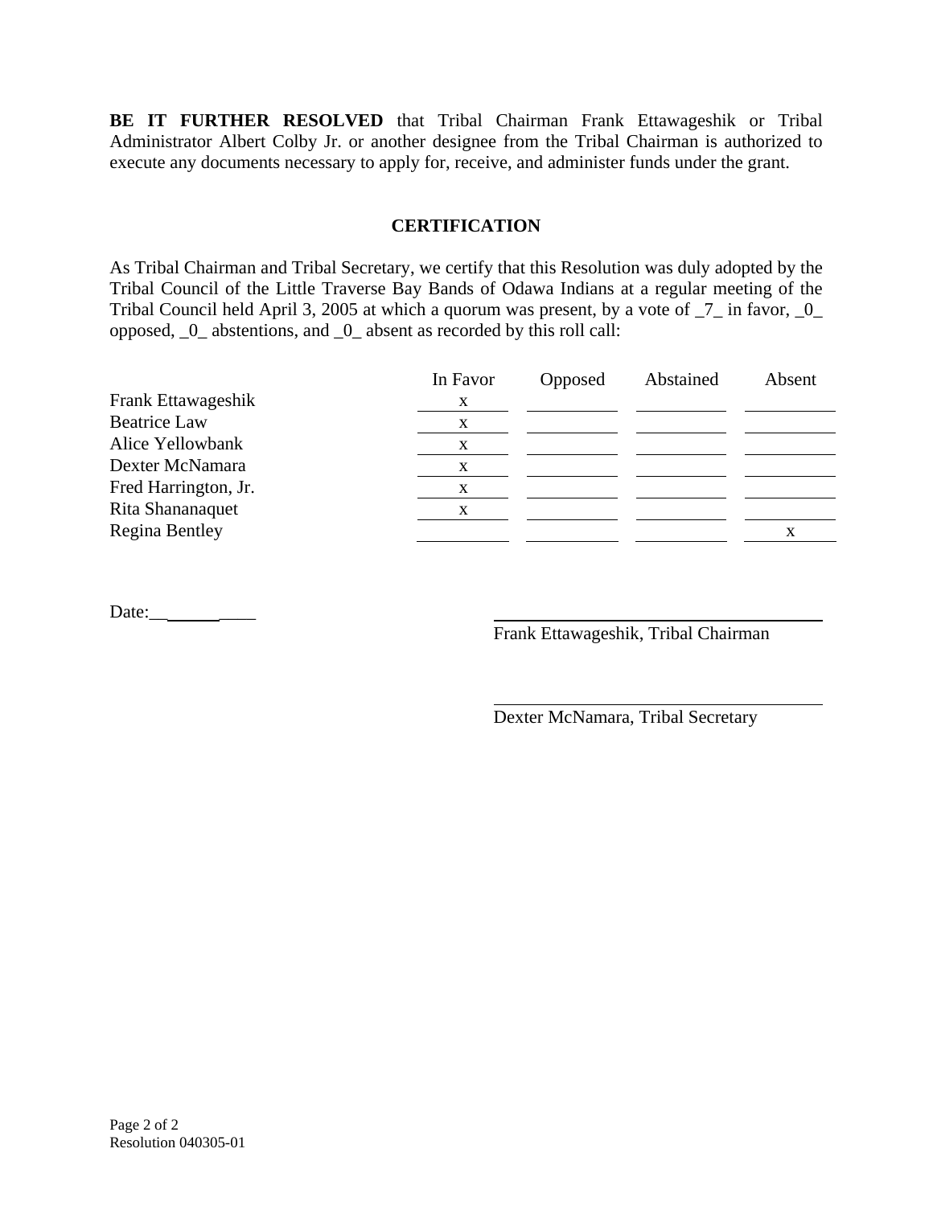**BE IT FURTHER RESOLVED** that Tribal Chairman Frank Ettawageshik or Tribal Administrator Albert Colby Jr. or another designee from the Tribal Chairman is authorized to execute any documents necessary to apply for, receive, and administer funds under the grant.

## CERTIFICATION

As Tribal Chairman and Tribal Secretary, we certify that this Resolution was duly adopted by the Tribal Council of the Little Traverse Bay Bands of Odawa Indians at a regular meeting of the Tribal Council held April 3, 2005 at which a quorum was present, by a vote of _7_ in favor, _0_ opposed, _0_ abstentions, and _0_ absent as recorded by this roll call:

| | In Favor | Opposed | Abstained | Absent |
|---|---|---|---|---|
| Frank Ettawageshik | x | | | |
| Beatrice Law | x | | | |
| Alice Yellowbank | x | | | |
| Dexter McNamara | x | | | |
| Fred Harrington, Jr. | x | | | |
| Rita Shananaquet | x | | | |
| Regina Bentley | | | | x |

Date:___________

_________________________________
Frank Ettawageshik, Tribal Chairman

_________________________________
Dexter McNamara, Tribal Secretary

Resolution 040305-01